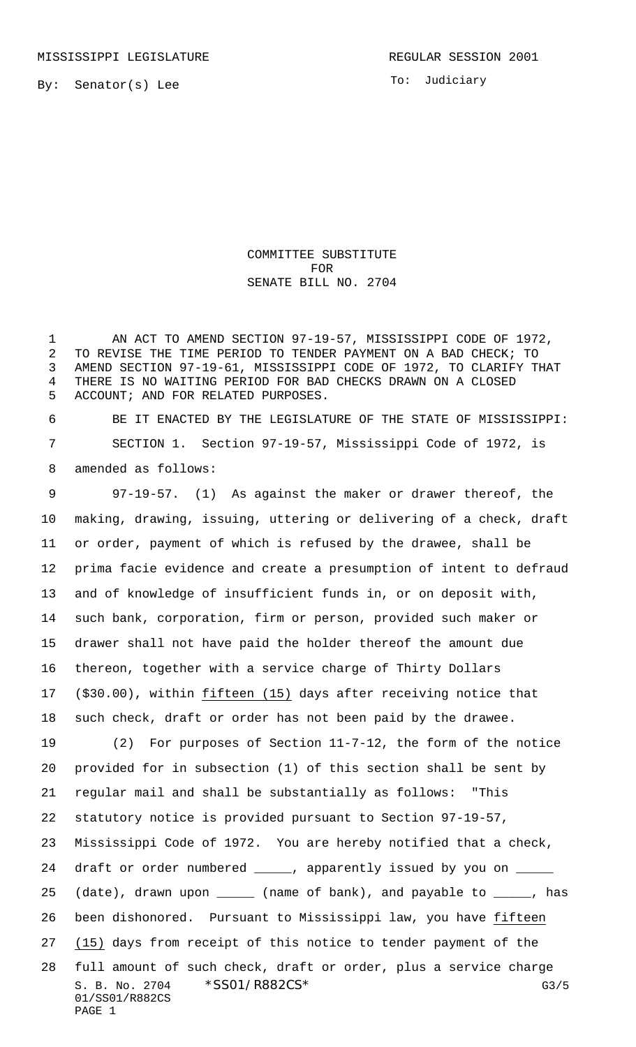MISSISSIPPI LEGISLATURE REGULAR SESSION 2001

By: Senator(s) Lee

To: Judiciary

COMMITTEE SUBSTITUTE
FOR
SENATE BILL NO. 2704

AN ACT TO AMEND SECTION 97-19-57, MISSISSIPPI CODE OF 1972, TO REVISE THE TIME PERIOD TO TENDER PAYMENT ON A BAD CHECK; TO AMEND SECTION 97-19-61, MISSISSIPPI CODE OF 1972, TO CLARIFY THAT THERE IS NO WAITING PERIOD FOR BAD CHECKS DRAWN ON A CLOSED ACCOUNT; AND FOR RELATED PURPOSES.

BE IT ENACTED BY THE LEGISLATURE OF THE STATE OF MISSISSIPPI:

SECTION 1. Section 97-19-57, Mississippi Code of 1972, is amended as follows:

97-19-57. (1) As against the maker or drawer thereof, the making, drawing, issuing, uttering or delivering of a check, draft or order, payment of which is refused by the drawee, shall be prima facie evidence and create a presumption of intent to defraud and of knowledge of insufficient funds in, or on deposit with, such bank, corporation, firm or person, provided such maker or drawer shall not have paid the holder thereof the amount due thereon, together with a service charge of Thirty Dollars ($30.00), within fifteen (15) days after receiving notice that such check, draft or order has not been paid by the drawee.

(2) For purposes of Section 11-7-12, the form of the notice provided for in subsection (1) of this section shall be sent by regular mail and shall be substantially as follows: "This statutory notice is provided pursuant to Section 97-19-57, Mississippi Code of 1972. You are hereby notified that a check, draft or order numbered _____, apparently issued by you on _____ (date), drawn upon _____ (name of bank), and payable to _____, has been dishonored. Pursuant to Mississippi law, you have fifteen (15) days from receipt of this notice to tender payment of the full amount of such check, draft or order, plus a service charge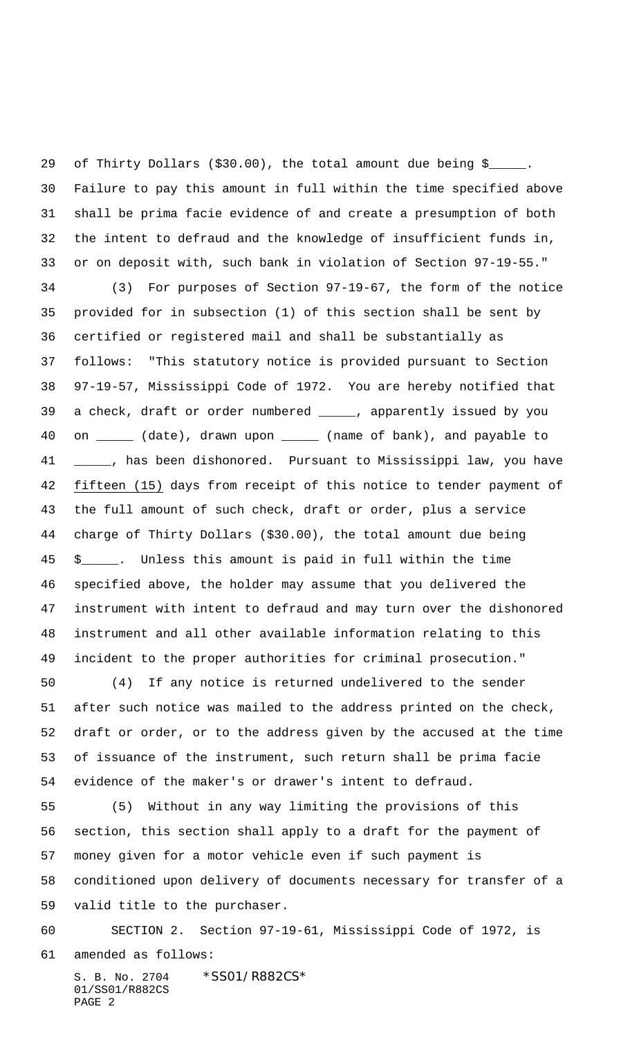of Thirty Dollars ($30.00), the total amount due being $_____. Failure to pay this amount in full within the time specified above shall be prima facie evidence of and create a presumption of both the intent to defraud and the knowledge of insufficient funds in, or on deposit with, such bank in violation of Section 97-19-55."

(3) For purposes of Section 97-19-67, the form of the notice provided for in subsection (1) of this section shall be sent by certified or registered mail and shall be substantially as follows: "This statutory notice is provided pursuant to Section 97-19-57, Mississippi Code of 1972. You are hereby notified that a check, draft or order numbered _____, apparently issued by you on _____ (date), drawn upon _____ (name of bank), and payable to _____, has been dishonored. Pursuant to Mississippi law, you have fifteen (15) days from receipt of this notice to tender payment of the full amount of such check, draft or order, plus a service charge of Thirty Dollars ($30.00), the total amount due being $_____. Unless this amount is paid in full within the time specified above, the holder may assume that you delivered the instrument with intent to defraud and may turn over the dishonored instrument and all other available information relating to this incident to the proper authorities for criminal prosecution."

(4) If any notice is returned undelivered to the sender after such notice was mailed to the address printed on the check, draft or order, or to the address given by the accused at the time of issuance of the instrument, such return shall be prima facie evidence of the maker's or drawer's intent to defraud.

(5) Without in any way limiting the provisions of this section, this section shall apply to a draft for the payment of money given for a motor vehicle even if such payment is conditioned upon delivery of documents necessary for transfer of a valid title to the purchaser.

SECTION 2. Section 97-19-61, Mississippi Code of 1972, is amended as follows: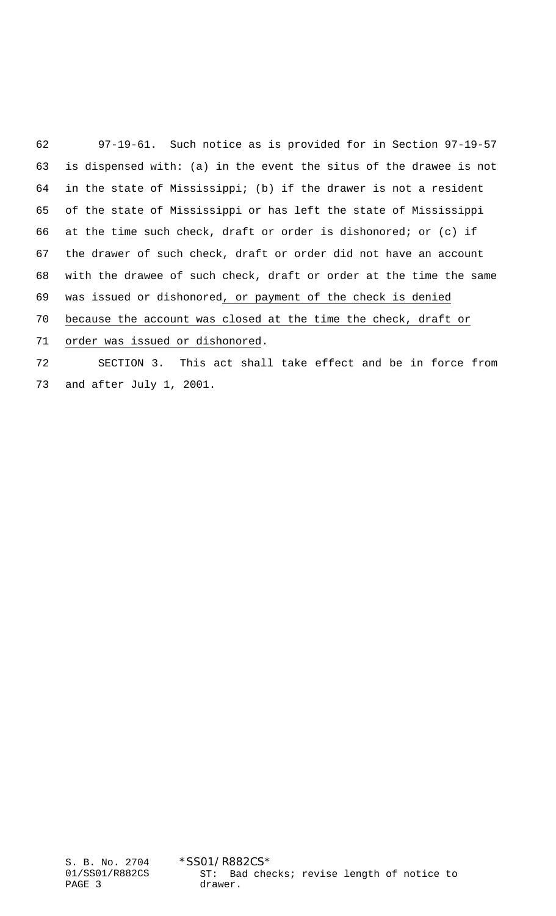97-19-61. Such notice as is provided for in Section 97-19-57 is dispensed with: (a) in the event the situs of the drawee is not in the state of Mississippi; (b) if the drawer is not a resident of the state of Mississippi or has left the state of Mississippi at the time such check, draft or order is dishonored; or (c) if the drawer of such check, draft or order did not have an account with the drawee of such check, draft or order at the time the same was issued or dishonored, or payment of the check is denied because the account was closed at the time the check, draft or order was issued or dishonored.

SECTION 3. This act shall take effect and be in force from and after July 1, 2001.